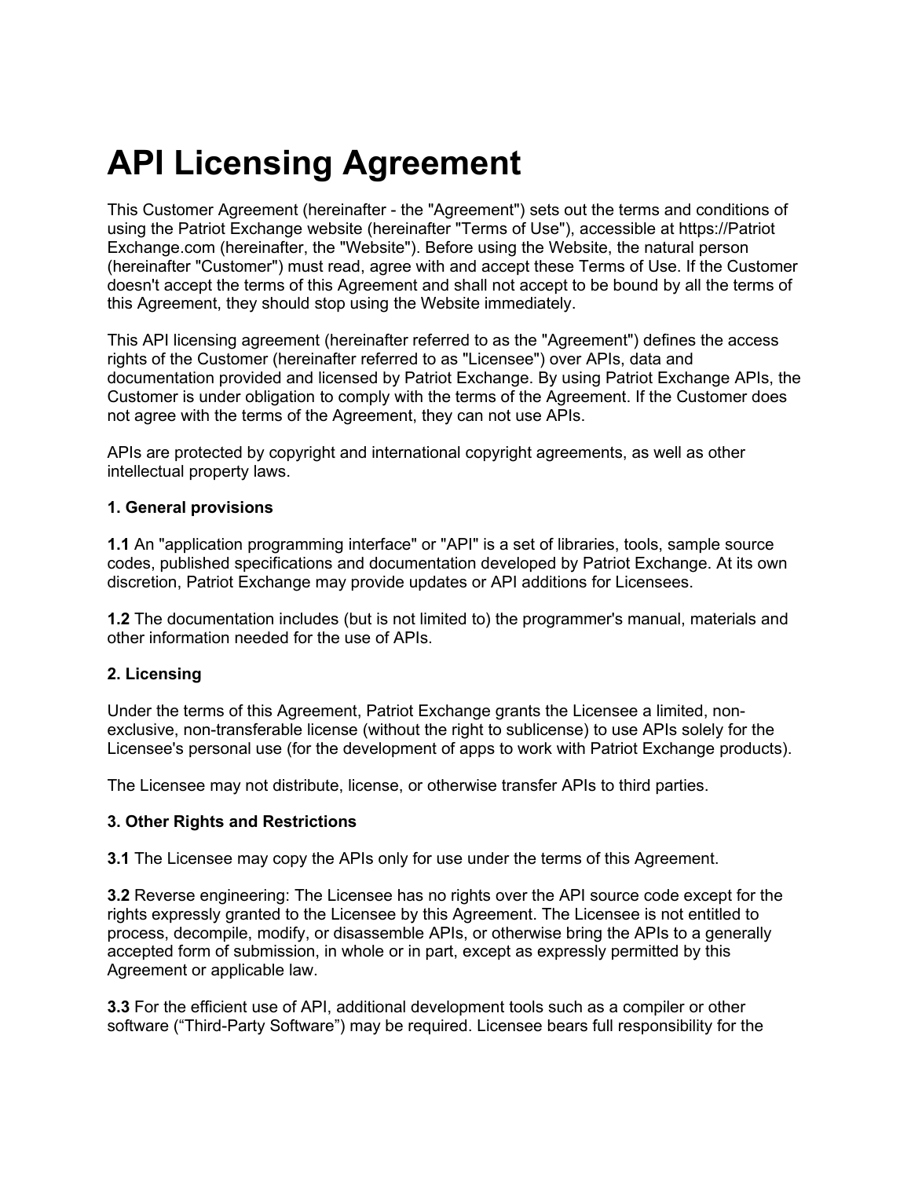# API Licensing Agreement

This Customer Agreement (hereinafter - the "Agreement") sets out the terms and conditions of using the Patriot Exchange website (hereinafter "Terms of Use"), accessible at https://Patriot Exchange.com (hereinafter, the "Website"). Before using the Website, the natural person (hereinafter "Customer") must read, agree with and accept these Terms of Use. If the Customer doesn't accept the terms of this Agreement and shall not accept to be bound by all the terms of this Agreement, they should stop using the Website immediately.

This API licensing agreement (hereinafter referred to as the "Agreement") defines the access rights of the Customer (hereinafter referred to as "Licensee") over APIs, data and documentation provided and licensed by Patriot Exchange. By using Patriot Exchange APIs, the Customer is under obligation to comply with the terms of the Agreement. If the Customer does not agree with the terms of the Agreement, they can not use APIs.

APIs are protected by copyright and international copyright agreements, as well as other intellectual property laws.

**1. General provisions**

**1.1** An "application programming interface" or "API" is a set of libraries, tools, sample source codes, published specifications and documentation developed by Patriot Exchange. At its own discretion, Patriot Exchange may provide updates or API additions for Licensees.

**1.2** The documentation includes (but is not limited to) the programmer's manual, materials and other information needed for the use of APIs.

**2. Licensing**

Under the terms of this Agreement, Patriot Exchange grants the Licensee a limited, non-exclusive, non-transferable license (without the right to sublicense) to use APIs solely for the Licensee's personal use (for the development of apps to work with Patriot Exchange products).

The Licensee may not distribute, license, or otherwise transfer APIs to third parties.

**3. Other Rights and Restrictions**

**3.1** The Licensee may copy the APIs only for use under the terms of this Agreement.

**3.2** Reverse engineering: The Licensee has no rights over the API source code except for the rights expressly granted to the Licensee by this Agreement. The Licensee is not entitled to process, decompile, modify, or disassemble APIs, or otherwise bring the APIs to a generally accepted form of submission, in whole or in part, except as expressly permitted by this Agreement or applicable law.

**3.3** For the efficient use of API, additional development tools such as a compiler or other software ("Third-Party Software") may be required. Licensee bears full responsibility for the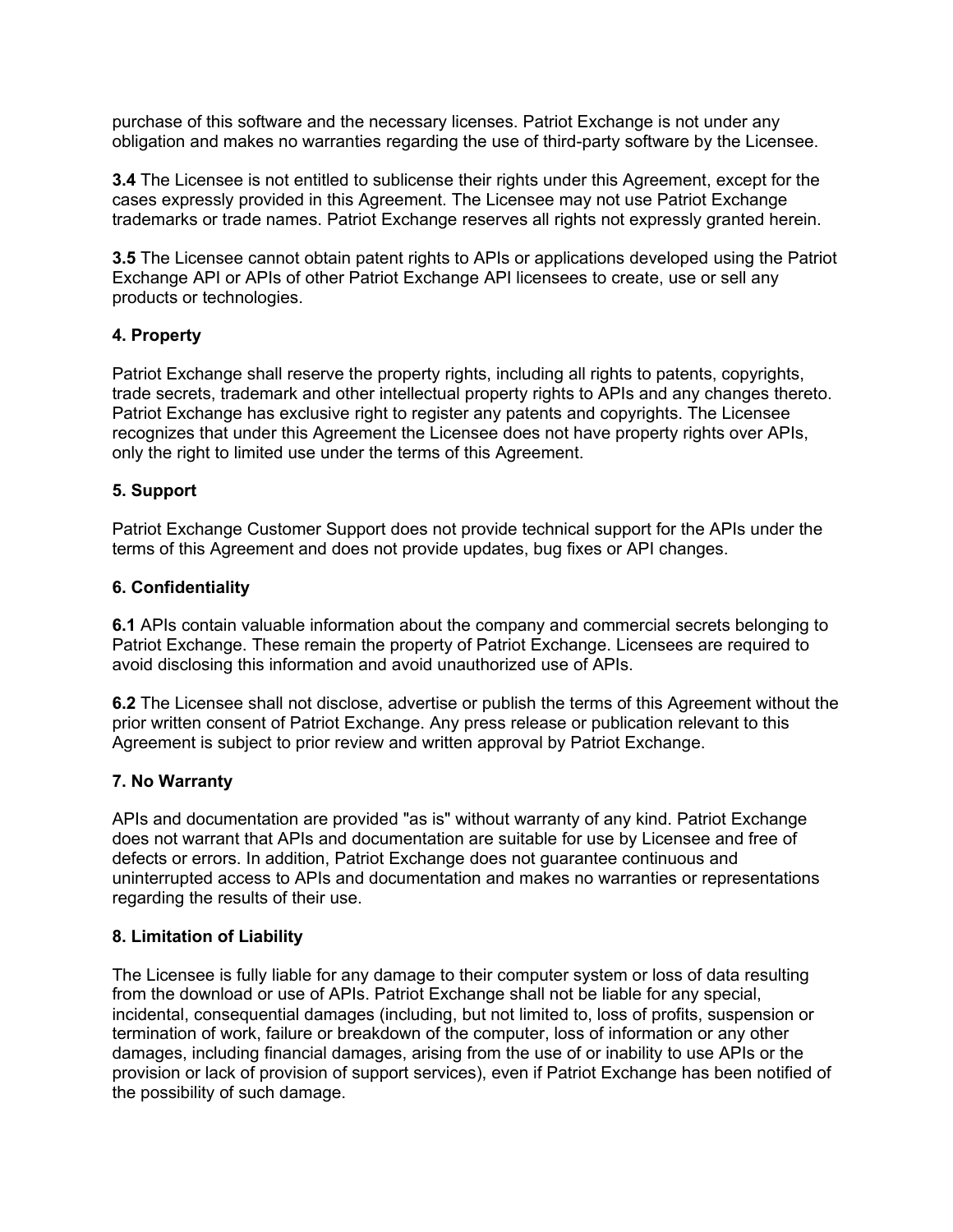purchase of this software and the necessary licenses. Patriot Exchange is not under any obligation and makes no warranties regarding the use of third-party software by the Licensee.

**3.4** The Licensee is not entitled to sublicense their rights under this Agreement, except for the cases expressly provided in this Agreement. The Licensee may not use Patriot Exchange trademarks or trade names. Patriot Exchange reserves all rights not expressly granted herein.

**3.5** The Licensee cannot obtain patent rights to APIs or applications developed using the Patriot Exchange API or APIs of other Patriot Exchange API licensees to create, use or sell any products or technologies.

**4. Property**

Patriot Exchange shall reserve the property rights, including all rights to patents, copyrights, trade secrets, trademark and other intellectual property rights to APIs and any changes thereto. Patriot Exchange has exclusive right to register any patents and copyrights. The Licensee recognizes that under this Agreement the Licensee does not have property rights over APIs, only the right to limited use under the terms of this Agreement.

**5. Support**

Patriot Exchange Customer Support does not provide technical support for the APIs under the terms of this Agreement and does not provide updates, bug fixes or API changes.

**6. Confidentiality**

**6.1** APIs contain valuable information about the company and commercial secrets belonging to Patriot Exchange. These remain the property of Patriot Exchange. Licensees are required to avoid disclosing this information and avoid unauthorized use of APIs.

**6.2** The Licensee shall not disclose, advertise or publish the terms of this Agreement without the prior written consent of Patriot Exchange. Any press release or publication relevant to this Agreement is subject to prior review and written approval by Patriot Exchange.

**7. No Warranty**

APIs and documentation are provided "as is" without warranty of any kind. Patriot Exchange does not warrant that APIs and documentation are suitable for use by Licensee and free of defects or errors. In addition, Patriot Exchange does not guarantee continuous and uninterrupted access to APIs and documentation and makes no warranties or representations regarding the results of their use.

**8. Limitation of Liability**

The Licensee is fully liable for any damage to their computer system or loss of data resulting from the download or use of APIs. Patriot Exchange shall not be liable for any special, incidental, consequential damages (including, but not limited to, loss of profits, suspension or termination of work, failure or breakdown of the computer, loss of information or any other damages, including financial damages, arising from the use of or inability to use APIs or the provision or lack of provision of support services), even if Patriot Exchange has been notified of the possibility of such damage.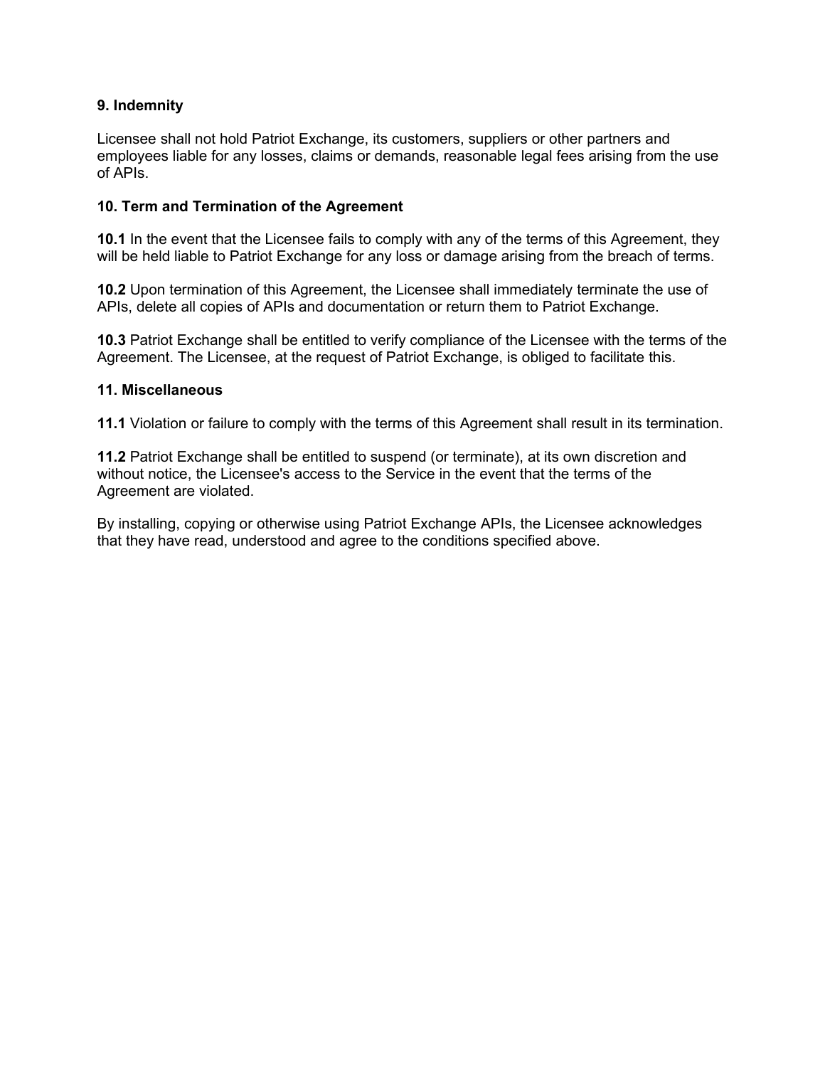**9. Indemnity**

Licensee shall not hold Patriot Exchange, its customers, suppliers or other partners and employees liable for any losses, claims or demands, reasonable legal fees arising from the use of APIs.

**10. Term and Termination of the Agreement**

**10.1** In the event that the Licensee fails to comply with any of the terms of this Agreement, they will be held liable to Patriot Exchange for any loss or damage arising from the breach of terms.

**10.2** Upon termination of this Agreement, the Licensee shall immediately terminate the use of APIs, delete all copies of APIs and documentation or return them to Patriot Exchange.

**10.3** Patriot Exchange shall be entitled to verify compliance of the Licensee with the terms of the Agreement. The Licensee, at the request of Patriot Exchange, is obliged to facilitate this.

**11. Miscellaneous**

**11.1** Violation or failure to comply with the terms of this Agreement shall result in its termination.

**11.2** Patriot Exchange shall be entitled to suspend (or terminate), at its own discretion and without notice, the Licensee's access to the Service in the event that the terms of the Agreement are violated.

By installing, copying or otherwise using Patriot Exchange APIs, the Licensee acknowledges that they have read, understood and agree to the conditions specified above.